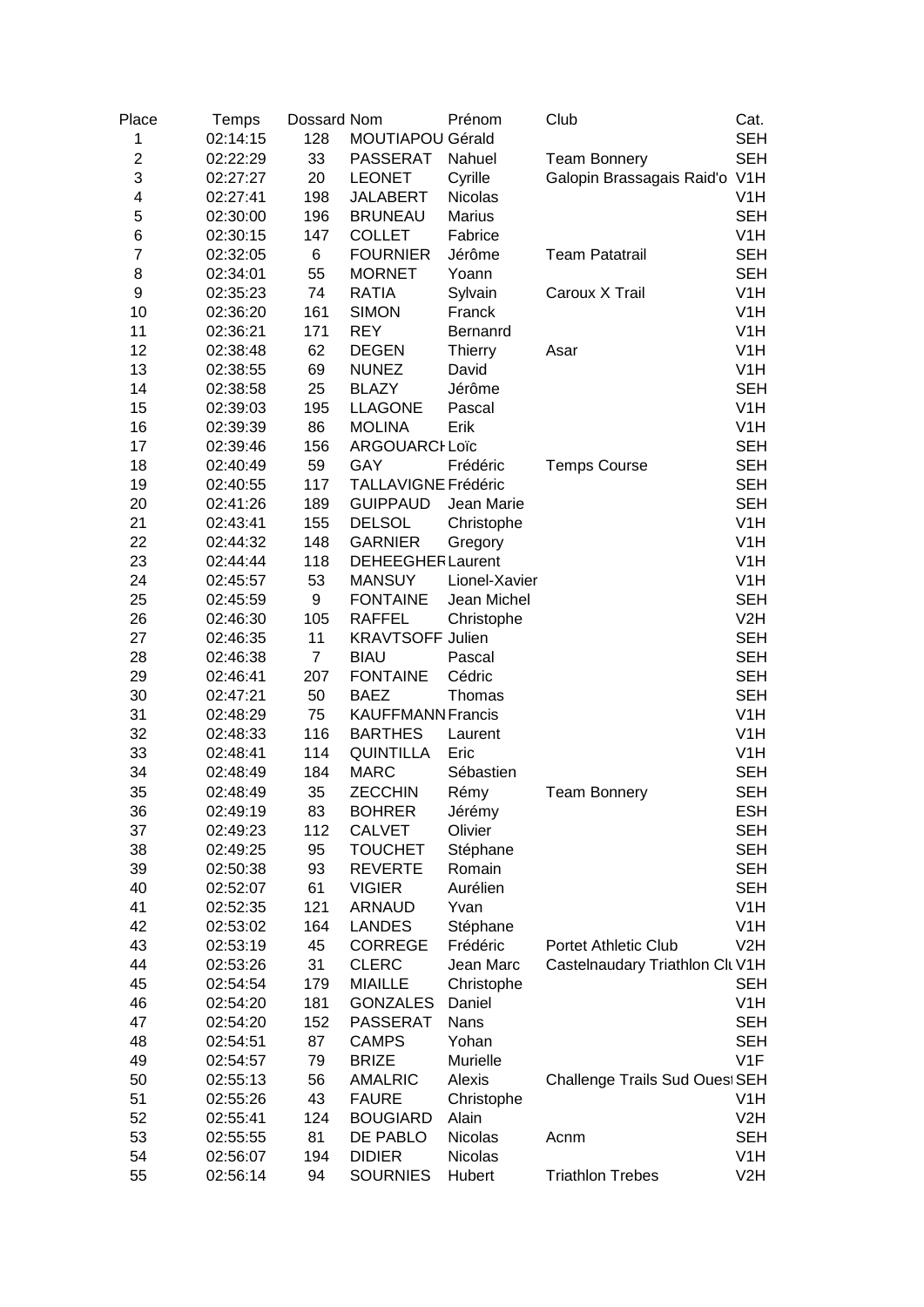| Place | Temps | Dossard | Nom | Prénom | Club | Cat. |
|---|---|---|---|---|---|---|
| 1 | 02:14:15 | 128 | MOUTIAPOU | Gérald | | SEH |
| 2 | 02:22:29 | 33 | PASSERAT | Nahuel | Team Bonnery | SEH |
| 3 | 02:27:27 | 20 | LEONET | Cyrille | Galopin Brassagais Raid'o | V1H |
| 4 | 02:27:41 | 198 | JALABERT | Nicolas | | V1H |
| 5 | 02:30:00 | 196 | BRUNEAU | Marius | | SEH |
| 6 | 02:30:15 | 147 | COLLET | Fabrice | | V1H |
| 7 | 02:32:05 | 6 | FOURNIER | Jérôme | Team Patatrail | SEH |
| 8 | 02:34:01 | 55 | MORNET | Yoann | | SEH |
| 9 | 02:35:23 | 74 | RATIA | Sylvain | Caroux X Trail | V1H |
| 10 | 02:36:20 | 161 | SIMON | Franck | | V1H |
| 11 | 02:36:21 | 171 | REY | Bernanrd | | V1H |
| 12 | 02:38:48 | 62 | DEGEN | Thierry | Asar | V1H |
| 13 | 02:38:55 | 69 | NUNEZ | David | | V1H |
| 14 | 02:38:58 | 25 | BLAZY | Jérôme | | SEH |
| 15 | 02:39:03 | 195 | LLAGONE | Pascal | | V1H |
| 16 | 02:39:39 | 86 | MOLINA | Erik | | V1H |
| 17 | 02:39:46 | 156 | ARGOUARCH | Loïc | | SEH |
| 18 | 02:40:49 | 59 | GAY | Frédéric | Temps Course | SEH |
| 19 | 02:40:55 | 117 | TALLAVIGNE | Frédéric | | SEH |
| 20 | 02:41:26 | 189 | GUIPPAUD | Jean Marie | | SEH |
| 21 | 02:43:41 | 155 | DELSOL | Christophe | | V1H |
| 22 | 02:44:32 | 148 | GARNIER | Gregory | | V1H |
| 23 | 02:44:44 | 118 | DEHEEGHER | Laurent | | V1H |
| 24 | 02:45:57 | 53 | MANSUY | Lionel-Xavier | | V1H |
| 25 | 02:45:59 | 9 | FONTAINE | Jean Michel | | SEH |
| 26 | 02:46:30 | 105 | RAFFEL | Christophe | | V2H |
| 27 | 02:46:35 | 11 | KRAVTSOFF | Julien | | SEH |
| 28 | 02:46:38 | 7 | BIAU | Pascal | | SEH |
| 29 | 02:46:41 | 207 | FONTAINE | Cédric | | SEH |
| 30 | 02:47:21 | 50 | BAEZ | Thomas | | SEH |
| 31 | 02:48:29 | 75 | KAUFFMANN | Francis | | V1H |
| 32 | 02:48:33 | 116 | BARTHES | Laurent | | V1H |
| 33 | 02:48:41 | 114 | QUINTILLA | Eric | | V1H |
| 34 | 02:48:49 | 184 | MARC | Sébastien | | SEH |
| 35 | 02:48:49 | 35 | ZECCHIN | Rémy | Team Bonnery | SEH |
| 36 | 02:49:19 | 83 | BOHRER | Jérémy | | ESH |
| 37 | 02:49:23 | 112 | CALVET | Olivier | | SEH |
| 38 | 02:49:25 | 95 | TOUCHET | Stéphane | | SEH |
| 39 | 02:50:38 | 93 | REVERTE | Romain | | SEH |
| 40 | 02:52:07 | 61 | VIGIER | Aurélien | | SEH |
| 41 | 02:52:35 | 121 | ARNAUD | Yvan | | V1H |
| 42 | 02:53:02 | 164 | LANDES | Stéphane | | V1H |
| 43 | 02:53:19 | 45 | CORREGE | Frédéric | Portet Athletic Club | V2H |
| 44 | 02:53:26 | 31 | CLERC | Jean Marc | Castelnaudary Triathlon Clu | V1H |
| 45 | 02:54:54 | 179 | MIAILLE | Christophe | | SEH |
| 46 | 02:54:20 | 181 | GONZALES | Daniel | | V1H |
| 47 | 02:54:20 | 152 | PASSERAT | Nans | | SEH |
| 48 | 02:54:51 | 87 | CAMPS | Yohan | | SEH |
| 49 | 02:54:57 | 79 | BRIZE | Murielle | | V1F |
| 50 | 02:55:13 | 56 | AMALRIC | Alexis | Challenge Trails Sud Ouest | SEH |
| 51 | 02:55:26 | 43 | FAURE | Christophe | | V1H |
| 52 | 02:55:41 | 124 | BOUGIARD | Alain | | V2H |
| 53 | 02:55:55 | 81 | DE PABLO | Nicolas | Acnm | SEH |
| 54 | 02:56:07 | 194 | DIDIER | Nicolas | | V1H |
| 55 | 02:56:14 | 94 | SOURNIES | Hubert | Triathlon Trebes | V2H |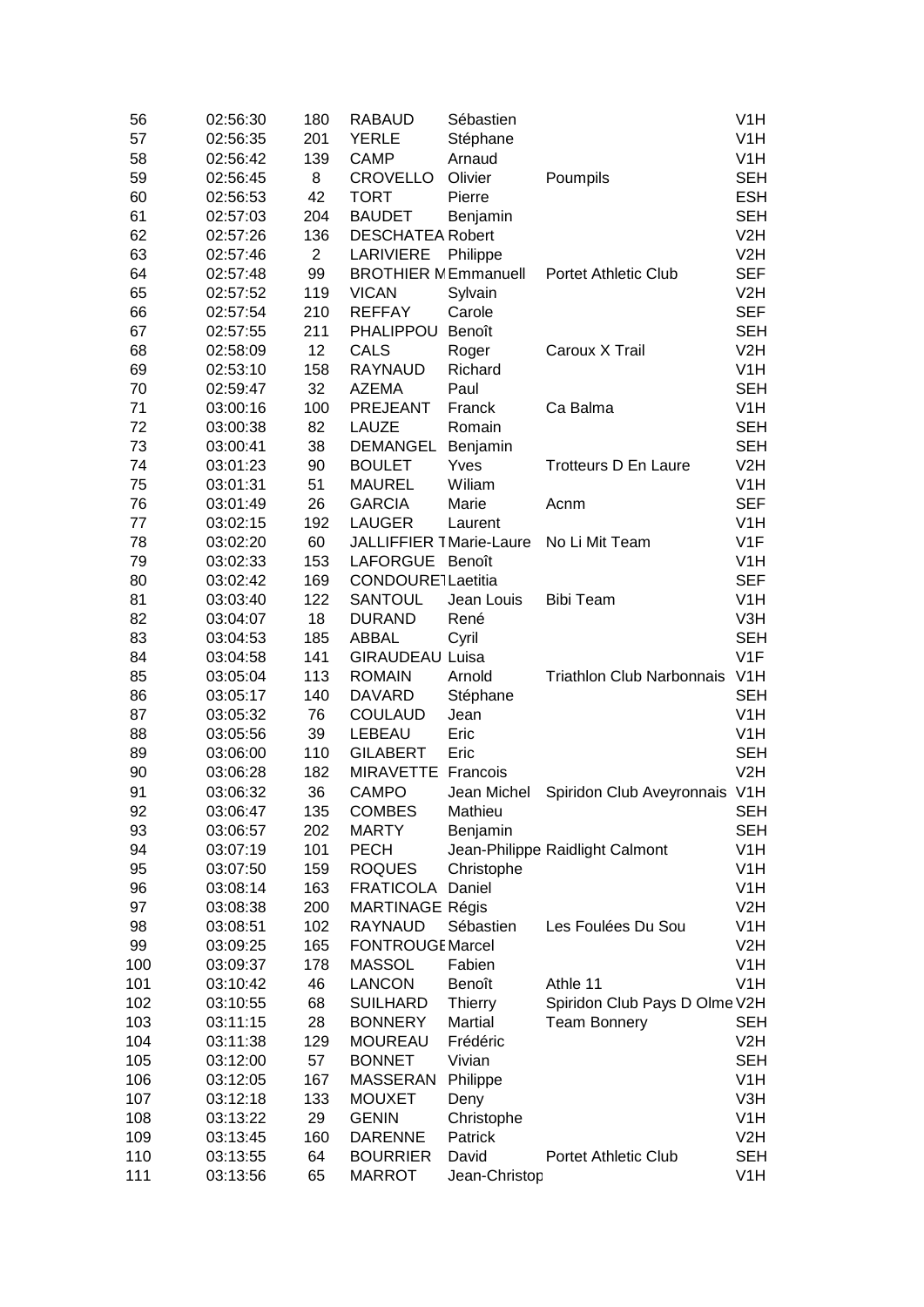| 56 | 02:56:30 | 180 | RABAUD | Sébastien | | V1H |
|---|---|---|---|---|---|---|
| 57 | 02:56:35 | 201 | YERLE | Stéphane | | V1H |
| 58 | 02:56:42 | 139 | CAMP | Arnaud | | V1H |
| 59 | 02:56:45 | 8 | CROVELLO | Olivier | Poumpils | SEH |
| 60 | 02:56:53 | 42 | TORT | Pierre | | ESH |
| 61 | 02:57:03 | 204 | BAUDET | Benjamin | | SEH |
| 62 | 02:57:26 | 136 | DESCHATEA Robert | | | V2H |
| 63 | 02:57:46 | 2 | LARIVIERE | Philippe | | V2H |
| 64 | 02:57:48 | 99 | BROTHIER M Emmanuell | | Portet Athletic Club | SEF |
| 65 | 02:57:52 | 119 | VICAN | Sylvain | | V2H |
| 66 | 02:57:54 | 210 | REFFAY | Carole | | SEF |
| 67 | 02:57:55 | 211 | PHALIPPOU | Benoît | | SEH |
| 68 | 02:58:09 | 12 | CALS | Roger | Caroux X Trail | V2H |
| 69 | 02:53:10 | 158 | RAYNAUD | Richard | | V1H |
| 70 | 02:59:47 | 32 | AZEMA | Paul | | SEH |
| 71 | 03:00:16 | 100 | PREJEANT | Franck | Ca Balma | V1H |
| 72 | 03:00:38 | 82 | LAUZE | Romain | | SEH |
| 73 | 03:00:41 | 38 | DEMANGEL | Benjamin | | SEH |
| 74 | 03:01:23 | 90 | BOULET | Yves | Trotteurs D En Laure | V2H |
| 75 | 03:01:31 | 51 | MAUREL | Wiliam | | V1H |
| 76 | 03:01:49 | 26 | GARCIA | Marie | Acnm | SEF |
| 77 | 03:02:15 | 192 | LAUGER | Laurent | | V1H |
| 78 | 03:02:20 | 60 | JALLIFFIER T Marie-Laure | | No Li Mit Team | V1F |
| 79 | 03:02:33 | 153 | LAFORGUE | Benoît | | V1H |
| 80 | 03:02:42 | 169 | CONDOURET Laetitia | | | SEF |
| 81 | 03:03:40 | 122 | SANTOUL | Jean Louis | Bibi Team | V1H |
| 82 | 03:04:07 | 18 | DURAND | René | | V3H |
| 83 | 03:04:53 | 185 | ABBAL | Cyril | | SEH |
| 84 | 03:04:58 | 141 | GIRAUDEAU Luisa | | | V1F |
| 85 | 03:05:04 | 113 | ROMAIN | Arnold | Triathlon Club Narbonnais | V1H |
| 86 | 03:05:17 | 140 | DAVARD | Stéphane | | SEH |
| 87 | 03:05:32 | 76 | COULAUD | Jean | | V1H |
| 88 | 03:05:56 | 39 | LEBEAU | Eric | | V1H |
| 89 | 03:06:00 | 110 | GILABERT | Eric | | SEH |
| 90 | 03:06:28 | 182 | MIRAVETTE | Francois | | V2H |
| 91 | 03:06:32 | 36 | CAMPO | Jean Michel | Spiridon Club Aveyronnais | V1H |
| 92 | 03:06:47 | 135 | COMBES | Mathieu | | SEH |
| 93 | 03:06:57 | 202 | MARTY | Benjamin | | SEH |
| 94 | 03:07:19 | 101 | PECH | Jean-Philippe | Raidlight Calmont | V1H |
| 95 | 03:07:50 | 159 | ROQUES | Christophe | | V1H |
| 96 | 03:08:14 | 163 | FRATICOLA | Daniel | | V1H |
| 97 | 03:08:38 | 200 | MARTINAGE Régis | | | V2H |
| 98 | 03:08:51 | 102 | RAYNAUD | Sébastien | Les Foulées Du Sou | V1H |
| 99 | 03:09:25 | 165 | FONTROUGE Marcel | | | V2H |
| 100 | 03:09:37 | 178 | MASSOL | Fabien | | V1H |
| 101 | 03:10:42 | 46 | LANCON | Benoît | Athle 11 | V1H |
| 102 | 03:10:55 | 68 | SUILHARD | Thierry | Spiridon Club Pays D Olme | V2H |
| 103 | 03:11:15 | 28 | BONNERY | Martial | Team Bonnery | SEH |
| 104 | 03:11:38 | 129 | MOUREAU | Frédéric | | V2H |
| 105 | 03:12:00 | 57 | BONNET | Vivian | | SEH |
| 106 | 03:12:05 | 167 | MASSERAN | Philippe | | V1H |
| 107 | 03:12:18 | 133 | MOUXET | Deny | | V3H |
| 108 | 03:13:22 | 29 | GENIN | Christophe | | V1H |
| 109 | 03:13:45 | 160 | DARENNE | Patrick | | V2H |
| 110 | 03:13:55 | 64 | BOURRIER | David | Portet Athletic Club | SEH |
| 111 | 03:13:56 | 65 | MARROT | Jean-Christop | | V1H |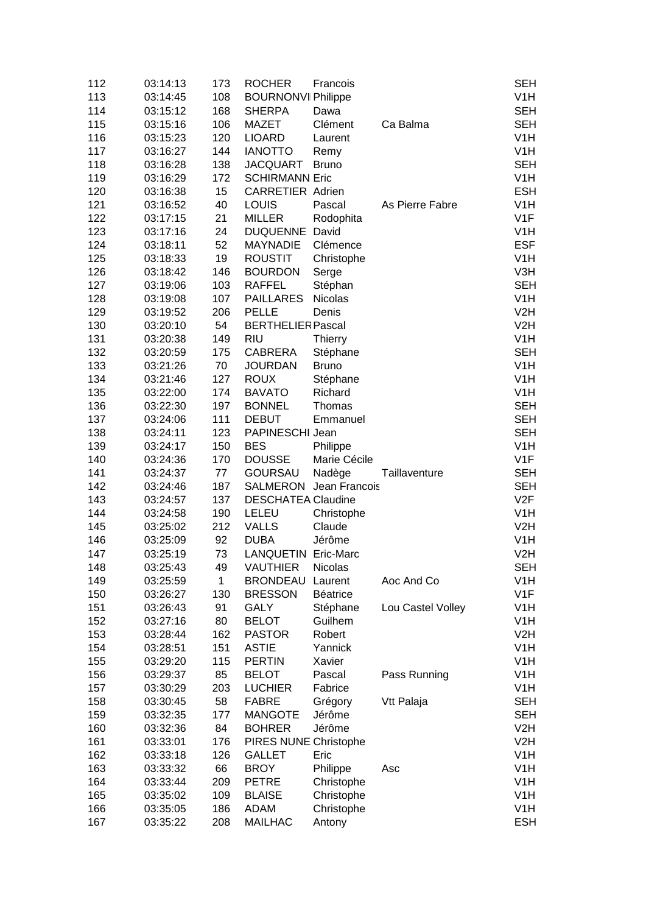| | | | | | | |
|---|---|---|---|---|---|---|
| 112 | 03:14:13 | 173 | ROCHER | Francois | | SEH |
| 113 | 03:14:45 | 108 | BOURNONVI | Philippe | | V1H |
| 114 | 03:15:12 | 168 | SHERPA | Dawa | | SEH |
| 115 | 03:15:16 | 106 | MAZET | Clément | Ca Balma | SEH |
| 116 | 03:15:23 | 120 | LIOARD | Laurent | | V1H |
| 117 | 03:16:27 | 144 | IANOTTO | Remy | | V1H |
| 118 | 03:16:28 | 138 | JACQUART | Bruno | | SEH |
| 119 | 03:16:29 | 172 | SCHIRMANN | Eric | | V1H |
| 120 | 03:16:38 | 15 | CARRETIER | Adrien | | ESH |
| 121 | 03:16:52 | 40 | LOUIS | Pascal | As Pierre Fabre | V1H |
| 122 | 03:17:15 | 21 | MILLER | Rodophita | | V1F |
| 123 | 03:17:16 | 24 | DUQUENNE | David | | V1H |
| 124 | 03:18:11 | 52 | MAYNADIE | Clémence | | ESF |
| 125 | 03:18:33 | 19 | ROUSTIT | Christophe | | V1H |
| 126 | 03:18:42 | 146 | BOURDON | Serge | | V3H |
| 127 | 03:19:06 | 103 | RAFFEL | Stéphan | | SEH |
| 128 | 03:19:08 | 107 | PAILLARES | Nicolas | | V1H |
| 129 | 03:19:52 | 206 | PELLE | Denis | | V2H |
| 130 | 03:20:10 | 54 | BERTHELIER | Pascal | | V2H |
| 131 | 03:20:38 | 149 | RIU | Thierry | | V1H |
| 132 | 03:20:59 | 175 | CABRERA | Stéphane | | SEH |
| 133 | 03:21:26 | 70 | JOURDAN | Bruno | | V1H |
| 134 | 03:21:46 | 127 | ROUX | Stéphane | | V1H |
| 135 | 03:22:00 | 174 | BAVATO | Richard | | V1H |
| 136 | 03:22:30 | 197 | BONNEL | Thomas | | SEH |
| 137 | 03:24:06 | 111 | DEBUT | Emmanuel | | SEH |
| 138 | 03:24:11 | 123 | PAPINESCHI | Jean | | SEH |
| 139 | 03:24:17 | 150 | BES | Philippe | | V1H |
| 140 | 03:24:36 | 170 | DOUSSE | Marie Cécile | | V1F |
| 141 | 03:24:37 | 77 | GOURSAU | Nadège | Taillaventure | SEH |
| 142 | 03:24:46 | 187 | SALMERON | Jean Francois | | SEH |
| 143 | 03:24:57 | 137 | DESCHATEA | Claudine | | V2F |
| 144 | 03:24:58 | 190 | LELEU | Christophe | | V1H |
| 145 | 03:25:02 | 212 | VALLS | Claude | | V2H |
| 146 | 03:25:09 | 92 | DUBA | Jérôme | | V1H |
| 147 | 03:25:19 | 73 | LANQUETIN | Eric-Marc | | V2H |
| 148 | 03:25:43 | 49 | VAUTHIER | Nicolas | | SEH |
| 149 | 03:25:59 | 1 | BRONDEAU | Laurent | Aoc And Co | V1H |
| 150 | 03:26:27 | 130 | BRESSON | Béatrice | | V1F |
| 151 | 03:26:43 | 91 | GALY | Stéphane | Lou Castel Volley | V1H |
| 152 | 03:27:16 | 80 | BELOT | Guilhem | | V1H |
| 153 | 03:28:44 | 162 | PASTOR | Robert | | V2H |
| 154 | 03:28:51 | 151 | ASTIE | Yannick | | V1H |
| 155 | 03:29:20 | 115 | PERTIN | Xavier | | V1H |
| 156 | 03:29:37 | 85 | BELOT | Pascal | Pass Running | V1H |
| 157 | 03:30:29 | 203 | LUCHIER | Fabrice | | V1H |
| 158 | 03:30:45 | 58 | FABRE | Grégory | Vtt Palaja | SEH |
| 159 | 03:32:35 | 177 | MANGOTE | Jérôme | | SEH |
| 160 | 03:32:36 | 84 | BOHRER | Jérôme | | V2H |
| 161 | 03:33:01 | 176 | PIRES NUNE | Christophe | | V2H |
| 162 | 03:33:18 | 126 | GALLET | Eric | | V1H |
| 163 | 03:33:32 | 66 | BROY | Philippe | Asc | V1H |
| 164 | 03:33:44 | 209 | PETRE | Christophe | | V1H |
| 165 | 03:35:02 | 109 | BLAISE | Christophe | | V1H |
| 166 | 03:35:05 | 186 | ADAM | Christophe | | V1H |
| 167 | 03:35:22 | 208 | MAILHAC | Antony | | ESH |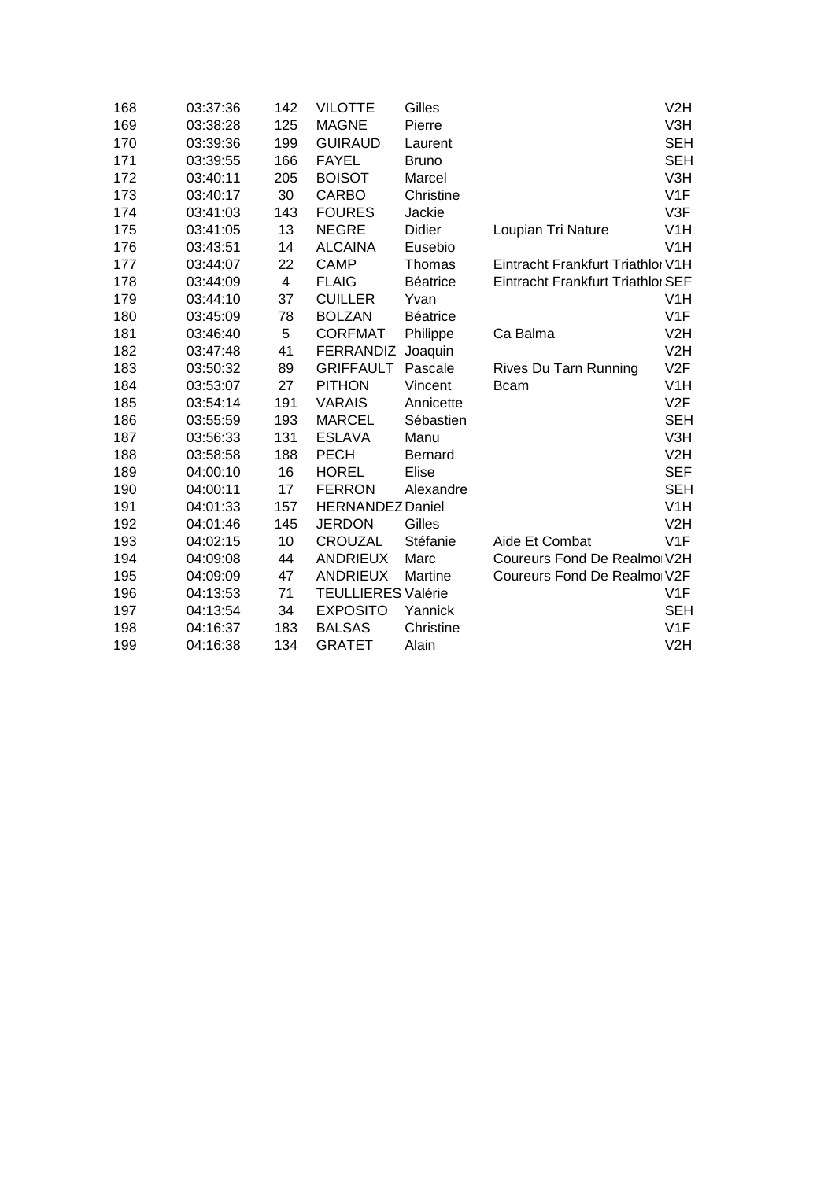| | | | | | | |
|---|---|---|---|---|---|---|
| 168 | 03:37:36 | 142 | VILOTTE | Gilles | | V2H |
| 169 | 03:38:28 | 125 | MAGNE | Pierre | | V3H |
| 170 | 03:39:36 | 199 | GUIRAUD | Laurent | | SEH |
| 171 | 03:39:55 | 166 | FAYEL | Bruno | | SEH |
| 172 | 03:40:11 | 205 | BOISOT | Marcel | | V3H |
| 173 | 03:40:17 | 30 | CARBO | Christine | | V1F |
| 174 | 03:41:03 | 143 | FOURES | Jackie | | V3F |
| 175 | 03:41:05 | 13 | NEGRE | Didier | Loupian Tri Nature | V1H |
| 176 | 03:43:51 | 14 | ALCAINA | Eusebio | | V1H |
| 177 | 03:44:07 | 22 | CAMP | Thomas | Eintracht Frankfurt Triathlo | V1H |
| 178 | 03:44:09 | 4 | FLAIG | Béatrice | Eintracht Frankfurt Triathlo | SEF |
| 179 | 03:44:10 | 37 | CUILLER | Yvan | | V1H |
| 180 | 03:45:09 | 78 | BOLZAN | Béatrice | | V1F |
| 181 | 03:46:40 | 5 | CORFMAT | Philippe | Ca Balma | V2H |
| 182 | 03:47:48 | 41 | FERRANDIZ | Joaquin | | V2H |
| 183 | 03:50:32 | 89 | GRIFFAULT | Pascale | Rives Du Tarn Running | V2F |
| 184 | 03:53:07 | 27 | PITHON | Vincent | Bcam | V1H |
| 185 | 03:54:14 | 191 | VARAIS | Annicette | | V2F |
| 186 | 03:55:59 | 193 | MARCEL | Sébastien | | SEH |
| 187 | 03:56:33 | 131 | ESLAVA | Manu | | V3H |
| 188 | 03:58:58 | 188 | PECH | Bernard | | V2H |
| 189 | 04:00:10 | 16 | HOREL | Elise | | SEF |
| 190 | 04:00:11 | 17 | FERRON | Alexandre | | SEH |
| 191 | 04:01:33 | 157 | HERNANDEZ | Daniel | | V1H |
| 192 | 04:01:46 | 145 | JERDON | Gilles | | V2H |
| 193 | 04:02:15 | 10 | CROUZAL | Stéfanie | Aide Et Combat | V1F |
| 194 | 04:09:08 | 44 | ANDRIEUX | Marc | Coureurs Fond De Realmo | V2H |
| 195 | 04:09:09 | 47 | ANDRIEUX | Martine | Coureurs Fond De Realmo | V2F |
| 196 | 04:13:53 | 71 | TEULLIERES | Valérie | | V1F |
| 197 | 04:13:54 | 34 | EXPOSITO | Yannick | | SEH |
| 198 | 04:16:37 | 183 | BALSAS | Christine | | V1F |
| 199 | 04:16:38 | 134 | GRATET | Alain | | V2H |